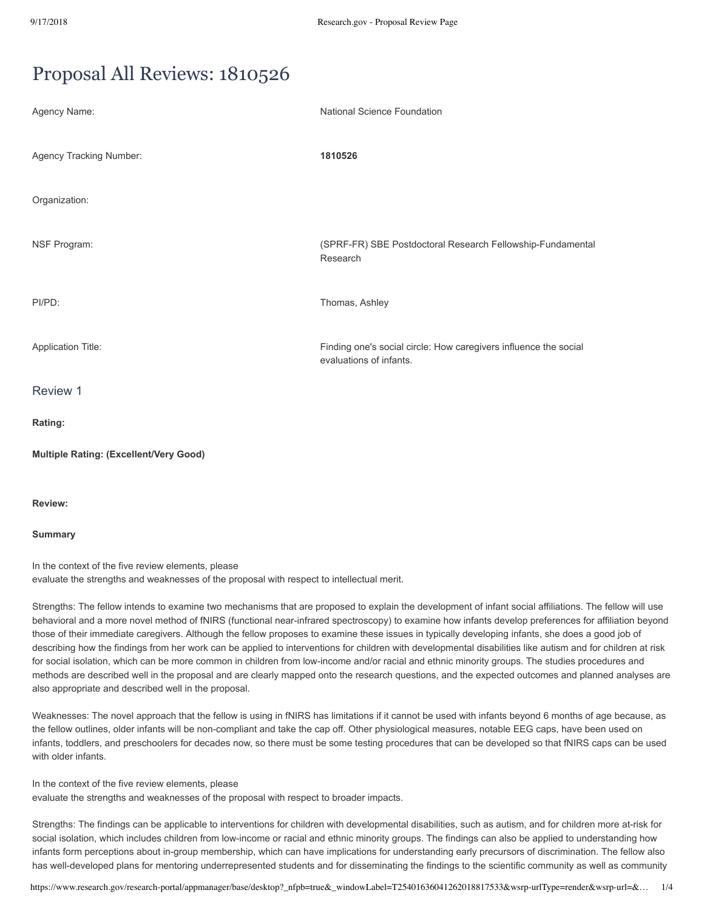# Proposal All Reviews: 1810526

| | |
|---|---|
| Agency Name: | National Science Foundation |
| Agency Tracking Number: | **1810526** |
| Organization: | |
| NSF Program: | (SPRF-FR) SBE Postdoctoral Research Fellowship-Fundamental Research |
| PI/PD: | Thomas, Ashley |
| Application Title: | Finding one's social circle: How caregivers influence the social evaluations of infants. |

## Review 1

**Rating:**

**Multiple Rating: (Excellent/Very Good)**

**Review:**

**Summary**

In the context of the five review elements, please
evaluate the strengths and weaknesses of the proposal with respect to intellectual merit.

Strengths: The fellow intends to examine two mechanisms that are proposed to explain the development of infant social affiliations. The fellow will use behavioral and a more novel method of fNIRS (functional near-infrared spectroscopy) to examine how infants develop preferences for affiliation beyond those of their immediate caregivers. Although the fellow proposes to examine these issues in typically developing infants, she does a good job of describing how the findings from her work can be applied to interventions for children with developmental disabilities like autism and for children at risk for social isolation, which can be more common in children from low-income and/or racial and ethnic minority groups. The studies procedures and methods are described well in the proposal and are clearly mapped onto the research questions, and the expected outcomes and planned analyses are also appropriate and described well in the proposal.

Weaknesses: The novel approach that the fellow is using in fNIRS has limitations if it cannot be used with infants beyond 6 months of age because, as the fellow outlines, older infants will be non-compliant and take the cap off. Other physiological measures, notable EEG caps, have been used on infants, toddlers, and preschoolers for decades now, so there must be some testing procedures that can be developed so that fNIRS caps can be used with older infants.

In the context of the five review elements, please
evaluate the strengths and weaknesses of the proposal with respect to broader impacts.

Strengths: The findings can be applicable to interventions for children with developmental disabilities, such as autism, and for children more at-risk for social isolation, which includes children from low-income or racial and ethnic minority groups. The findings can also be applied to understanding how infants form perceptions about in-group membership, which can have implications for understanding early precursors of discrimination. The fellow also has well-developed plans for mentoring underrepresented students and for disseminating the findings to the scientific community as well as community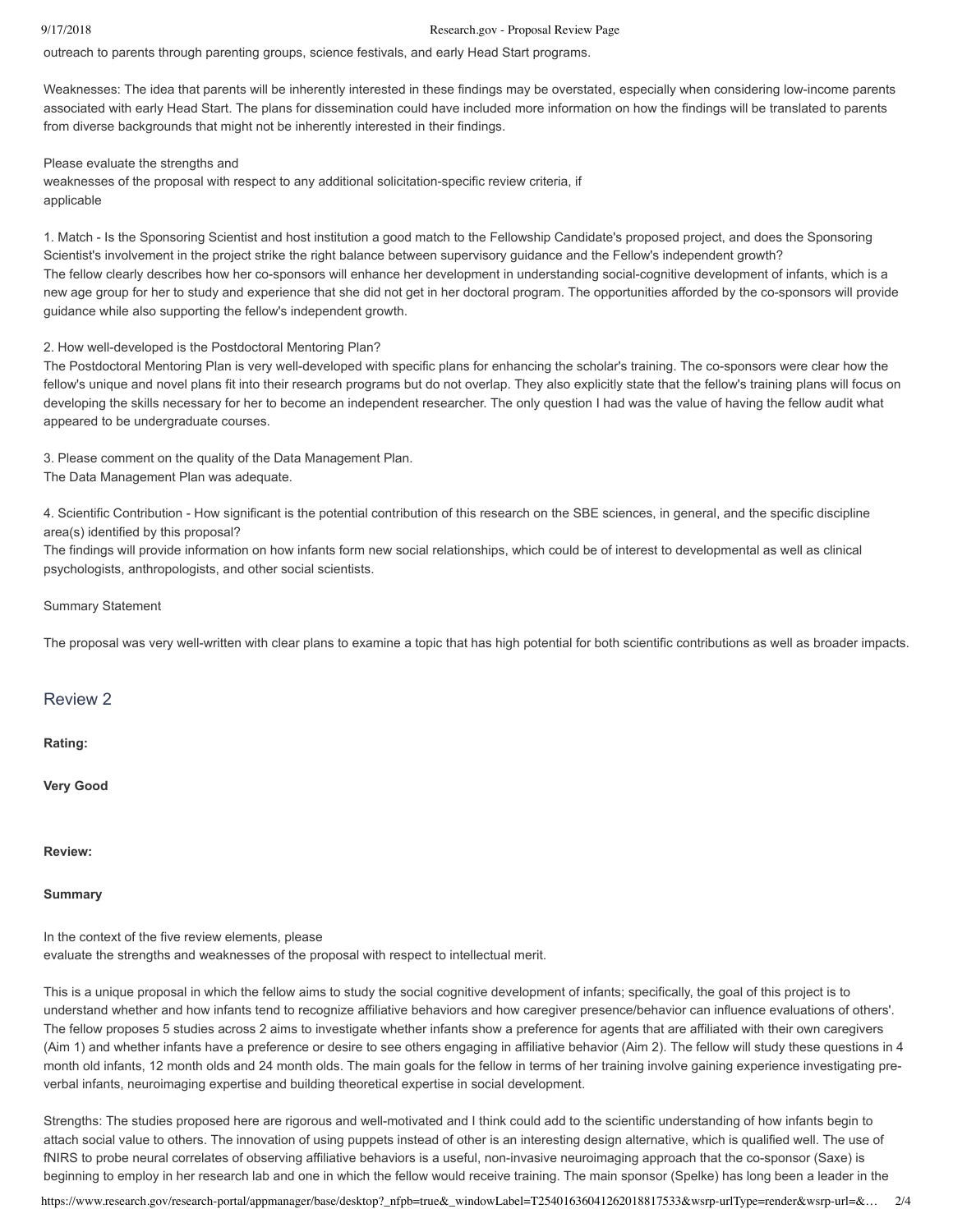outreach to parents through parenting groups, science festivals, and early Head Start programs.

Weaknesses: The idea that parents will be inherently interested in these findings may be overstated, especially when considering low-income parents associated with early Head Start. The plans for dissemination could have included more information on how the findings will be translated to parents from diverse backgrounds that might not be inherently interested in their findings.

Please evaluate the strengths and
weaknesses of the proposal with respect to any additional solicitation-specific review criteria, if
applicable

1. Match - Is the Sponsoring Scientist and host institution a good match to the Fellowship Candidate's proposed project, and does the Sponsoring Scientist's involvement in the project strike the right balance between supervisory guidance and the Fellow's independent growth?
The fellow clearly describes how her co-sponsors will enhance her development in understanding social-cognitive development of infants, which is a new age group for her to study and experience that she did not get in her doctoral program. The opportunities afforded by the co-sponsors will provide guidance while also supporting the fellow's independent growth.

2. How well-developed is the Postdoctoral Mentoring Plan?
The Postdoctoral Mentoring Plan is very well-developed with specific plans for enhancing the scholar's training. The co-sponsors were clear how the fellow's unique and novel plans fit into their research programs but do not overlap. They also explicitly state that the fellow's training plans will focus on developing the skills necessary for her to become an independent researcher. The only question I had was the value of having the fellow audit what appeared to be undergraduate courses.

3. Please comment on the quality of the Data Management Plan.
The Data Management Plan was adequate.

4. Scientific Contribution - How significant is the potential contribution of this research on the SBE sciences, in general, and the specific discipline area(s) identified by this proposal?
The findings will provide information on how infants form new social relationships, which could be of interest to developmental as well as clinical psychologists, anthropologists, and other social scientists.

Summary Statement

The proposal was very well-written with clear plans to examine a topic that has high potential for both scientific contributions as well as broader impacts.

## Review 2

**Rating:**

**Very Good**

**Review:**

**Summary**

In the context of the five review elements, please
evaluate the strengths and weaknesses of the proposal with respect to intellectual merit.

This is a unique proposal in which the fellow aims to study the social cognitive development of infants; specifically, the goal of this project is to understand whether and how infants tend to recognize affiliative behaviors and how caregiver presence/behavior can influence evaluations of others'. The fellow proposes 5 studies across 2 aims to investigate whether infants show a preference for agents that are affiliated with their own caregivers (Aim 1) and whether infants have a preference or desire to see others engaging in affiliative behavior (Aim 2). The fellow will study these questions in 4 month old infants, 12 month olds and 24 month olds. The main goals for the fellow in terms of her training involve gaining experience investigating pre-verbal infants, neuroimaging expertise and building theoretical expertise in social development.

Strengths: The studies proposed here are rigorous and well-motivated and I think could add to the scientific understanding of how infants begin to attach social value to others. The innovation of using puppets instead of other is an interesting design alternative, which is qualified well. The use of fNIRS to probe neural correlates of observing affiliative behaviors is a useful, non-invasive neuroimaging approach that the co-sponsor (Saxe) is beginning to employ in her research lab and one in which the fellow would receive training. The main sponsor (Spelke) has long been a leader in the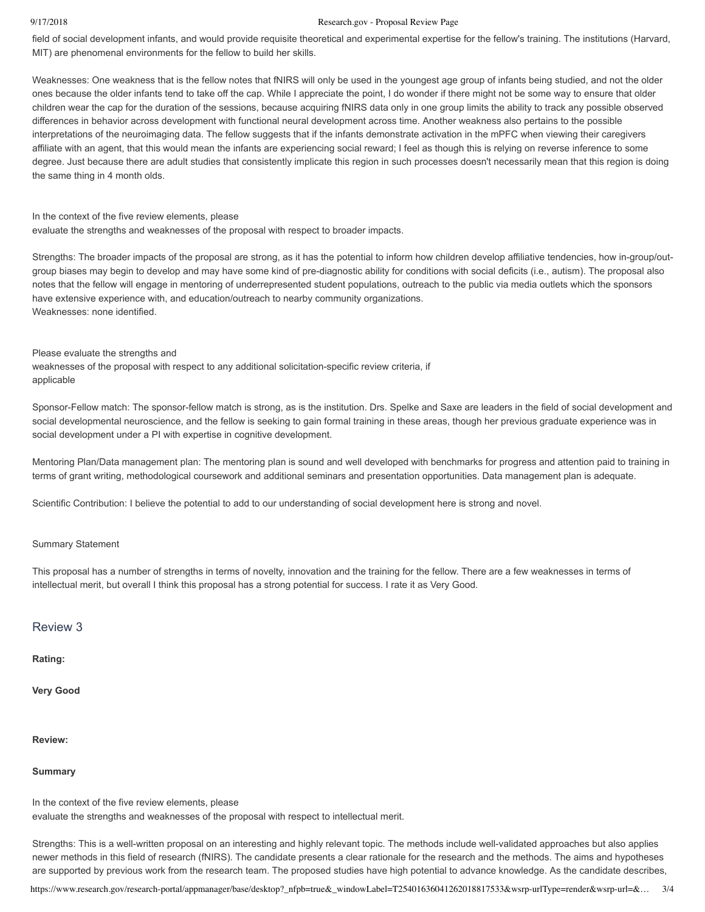field of social development infants, and would provide requisite theoretical and experimental expertise for the fellow's training. The institutions (Harvard, MIT) are phenomenal environments for the fellow to build her skills.

Weaknesses: One weakness that is the fellow notes that fNIRS will only be used in the youngest age group of infants being studied, and not the older ones because the older infants tend to take off the cap. While I appreciate the point, I do wonder if there might not be some way to ensure that older children wear the cap for the duration of the sessions, because acquiring fNIRS data only in one group limits the ability to track any possible observed differences in behavior across development with functional neural development across time. Another weakness also pertains to the possible interpretations of the neuroimaging data. The fellow suggests that if the infants demonstrate activation in the mPFC when viewing their caregivers affiliate with an agent, that this would mean the infants are experiencing social reward; I feel as though this is relying on reverse inference to some degree. Just because there are adult studies that consistently implicate this region in such processes doesn't necessarily mean that this region is doing the same thing in 4 month olds.

In the context of the five review elements, please
evaluate the strengths and weaknesses of the proposal with respect to broader impacts.

Strengths: The broader impacts of the proposal are strong, as it has the potential to inform how children develop affiliative tendencies, how in-group/out-group biases may begin to develop and may have some kind of pre-diagnostic ability for conditions with social deficits (i.e., autism). The proposal also notes that the fellow will engage in mentoring of underrepresented student populations, outreach to the public via media outlets which the sponsors have extensive experience with, and education/outreach to nearby community organizations.
Weaknesses: none identified.

Please evaluate the strengths and
weaknesses of the proposal with respect to any additional solicitation-specific review criteria, if
applicable

Sponsor-Fellow match: The sponsor-fellow match is strong, as is the institution. Drs. Spelke and Saxe are leaders in the field of social development and social developmental neuroscience, and the fellow is seeking to gain formal training in these areas, though her previous graduate experience was in social development under a PI with expertise in cognitive development.

Mentoring Plan/Data management plan: The mentoring plan is sound and well developed with benchmarks for progress and attention paid to training in terms of grant writing, methodological coursework and additional seminars and presentation opportunities. Data management plan is adequate.

Scientific Contribution: I believe the potential to add to our understanding of social development here is strong and novel.

Summary Statement

This proposal has a number of strengths in terms of novelty, innovation and the training for the fellow. There are a few weaknesses in terms of intellectual merit, but overall I think this proposal has a strong potential for success. I rate it as Very Good.

## Review 3

**Rating:**

**Very Good**

**Review:**

**Summary**

In the context of the five review elements, please
evaluate the strengths and weaknesses of the proposal with respect to intellectual merit.

Strengths: This is a well-written proposal on an interesting and highly relevant topic. The methods include well-validated approaches but also applies newer methods in this field of research (fNIRS). The candidate presents a clear rationale for the research and the methods. The aims and hypotheses are supported by previous work from the research team. The proposed studies have high potential to advance knowledge. As the candidate describes,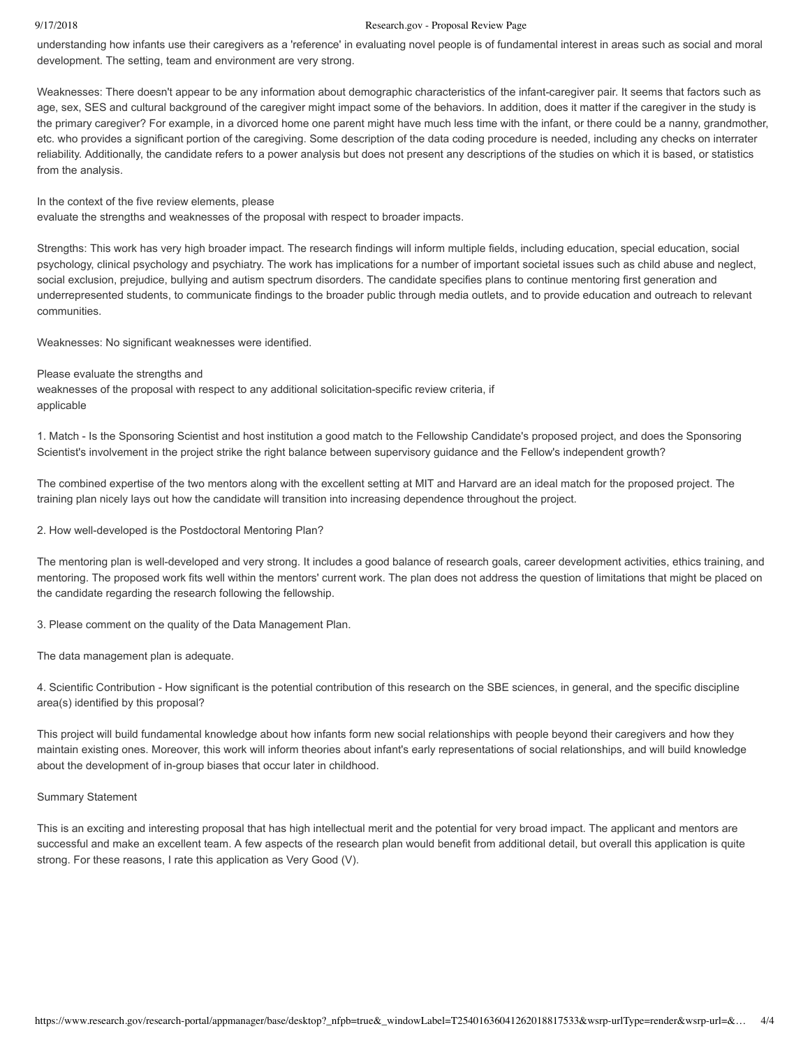understanding how infants use their caregivers as a 'reference' in evaluating novel people is of fundamental interest in areas such as social and moral development. The setting, team and environment are very strong.

Weaknesses: There doesn't appear to be any information about demographic characteristics of the infant-caregiver pair. It seems that factors such as age, sex, SES and cultural background of the caregiver might impact some of the behaviors. In addition, does it matter if the caregiver in the study is the primary caregiver? For example, in a divorced home one parent might have much less time with the infant, or there could be a nanny, grandmother, etc. who provides a significant portion of the caregiving. Some description of the data coding procedure is needed, including any checks on interrater reliability. Additionally, the candidate refers to a power analysis but does not present any descriptions of the studies on which it is based, or statistics from the analysis.

In the context of the five review elements, please
evaluate the strengths and weaknesses of the proposal with respect to broader impacts.

Strengths: This work has very high broader impact. The research findings will inform multiple fields, including education, special education, social psychology, clinical psychology and psychiatry. The work has implications for a number of important societal issues such as child abuse and neglect, social exclusion, prejudice, bullying and autism spectrum disorders. The candidate specifies plans to continue mentoring first generation and underrepresented students, to communicate findings to the broader public through media outlets, and to provide education and outreach to relevant communities.

Weaknesses: No significant weaknesses were identified.

Please evaluate the strengths and
weaknesses of the proposal with respect to any additional solicitation-specific review criteria, if
applicable

1. Match - Is the Sponsoring Scientist and host institution a good match to the Fellowship Candidate's proposed project, and does the Sponsoring Scientist's involvement in the project strike the right balance between supervisory guidance and the Fellow's independent growth?

The combined expertise of the two mentors along with the excellent setting at MIT and Harvard are an ideal match for the proposed project. The training plan nicely lays out how the candidate will transition into increasing dependence throughout the project.

2. How well-developed is the Postdoctoral Mentoring Plan?

The mentoring plan is well-developed and very strong. It includes a good balance of research goals, career development activities, ethics training, and mentoring. The proposed work fits well within the mentors' current work. The plan does not address the question of limitations that might be placed on the candidate regarding the research following the fellowship.

3. Please comment on the quality of the Data Management Plan.

The data management plan is adequate.

4. Scientific Contribution - How significant is the potential contribution of this research on the SBE sciences, in general, and the specific discipline area(s) identified by this proposal?

This project will build fundamental knowledge about how infants form new social relationships with people beyond their caregivers and how they maintain existing ones. Moreover, this work will inform theories about infant's early representations of social relationships, and will build knowledge about the development of in-group biases that occur later in childhood.

Summary Statement

This is an exciting and interesting proposal that has high intellectual merit and the potential for very broad impact. The applicant and mentors are successful and make an excellent team. A few aspects of the research plan would benefit from additional detail, but overall this application is quite strong. For these reasons, I rate this application as Very Good (V).